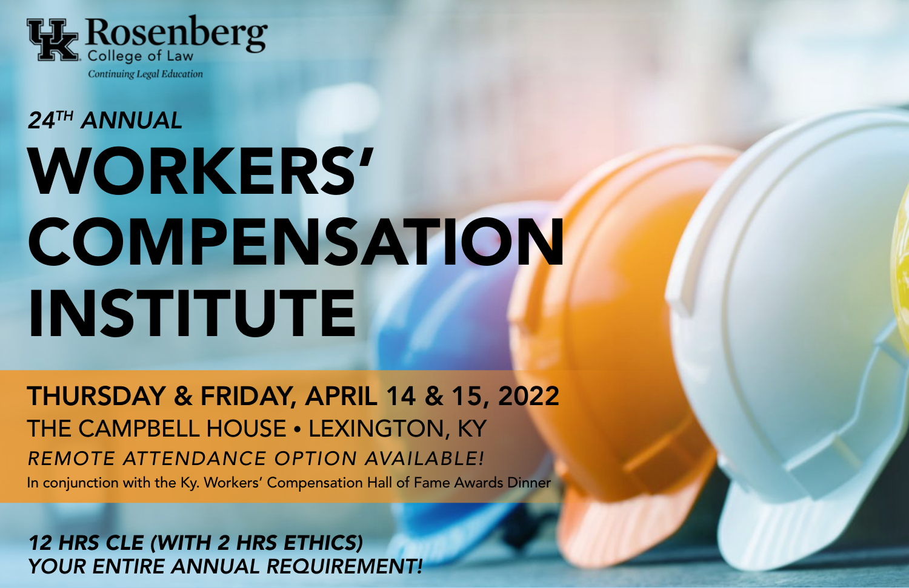UK Rosenberg College of Law

*Continuing Legal Education*

*24[TH] ANNUAL*

# WORKERS' COMPENSATION INSTITUTE

**THURSDAY & FRIDAY, APRIL 14 & 15, 2022**

THE CAMPBELL HOUSE • LEXINGTON, KY

*REMOTE ATTENDANCE OPTION AVAILABLE!*

In conjunction with the Ky. Workers' Compensation Hall of Fame Awards Dinner

***12 HRS CLE (WITH 2 HRS ETHICS)***
***YOUR ENTIRE ANNUAL REQUIREMENT!***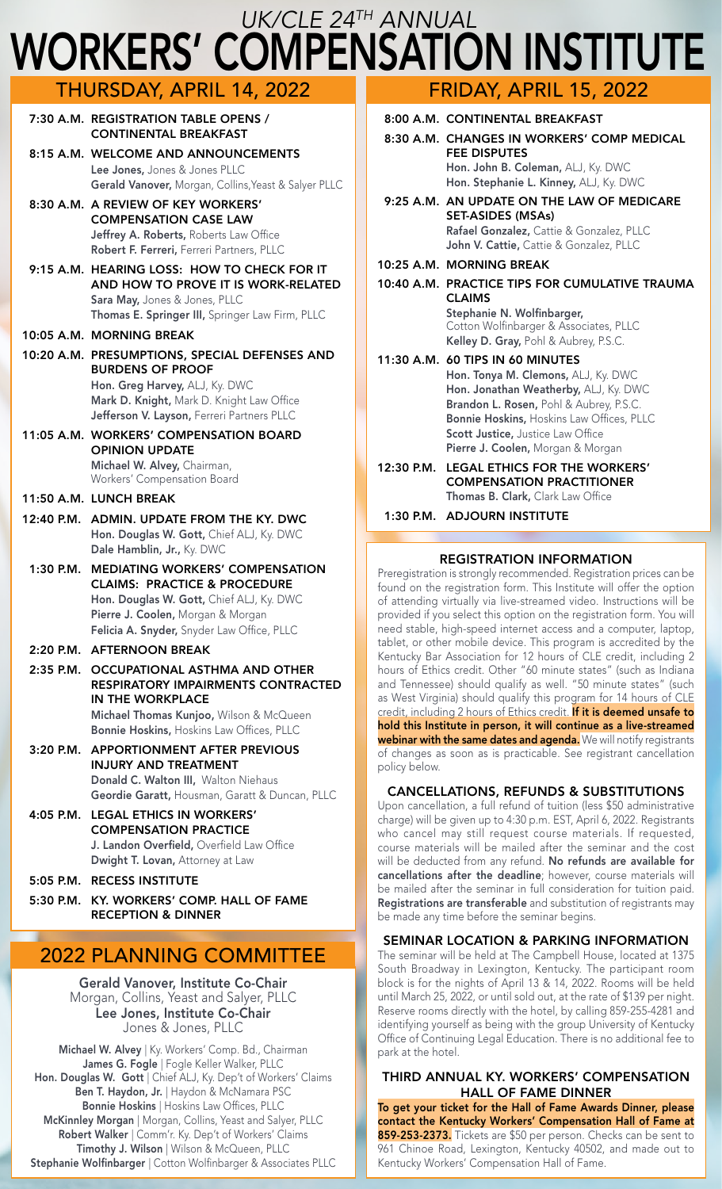# UK/CLE 24TH ANNUAL WORKERS' COMPENSATION INSTITUTE

## THURSDAY, APRIL 14, 2022

**7:30 A.M. REGISTRATION TABLE OPENS / CONTINENTAL BREAKFAST**

**8:15 A.M. WELCOME AND ANNOUNCEMENTS**
**Lee Jones,** Jones & Jones PLLC
**Gerald Vanover,** Morgan, Collins, Yeast & Salyer PLLC

**8:30 A.M. A REVIEW OF KEY WORKERS' COMPENSATION CASE LAW**
**Jeffrey A. Roberts,** Roberts Law Office
**Robert F. Ferreri,** Ferreri Partners, PLLC

**9:15 A.M. HEARING LOSS: HOW TO CHECK FOR IT AND HOW TO PROVE IT IS WORK-RELATED**
**Sara May,** Jones & Jones, PLLC
**Thomas E. Springer III,** Springer Law Firm, PLLC

**10:05 A.M. MORNING BREAK**

**10:20 A.M. PRESUMPTIONS, SPECIAL DEFENSES AND BURDENS OF PROOF**
**Hon. Greg Harvey,** ALJ, Ky. DWC
**Mark D. Knight,** Mark D. Knight Law Office
**Jefferson V. Layson,** Ferreri Partners PLLC

**11:05 A.M. WORKERS' COMPENSATION BOARD OPINION UPDATE**
**Michael W. Alvey,** Chairman, Workers' Compensation Board

**11:50 A.M. LUNCH BREAK**

**12:40 P.M. ADMIN. UPDATE FROM THE KY. DWC**
**Hon. Douglas W. Gott,** Chief ALJ, Ky. DWC
**Dale Hamblin, Jr.,** Ky. DWC

**1:30 P.M. MEDIATING WORKERS' COMPENSATION CLAIMS: PRACTICE & PROCEDURE**
**Hon. Douglas W. Gott,** Chief ALJ, Ky. DWC
**Pierre J. Coolen,** Morgan & Morgan
**Felicia A. Snyder,** Snyder Law Office, PLLC

**2:20 P.M. AFTERNOON BREAK**

**2:35 P.M. OCCUPATIONAL ASTHMA AND OTHER RESPIRATORY IMPAIRMENTS CONTRACTED IN THE WORKPLACE**
**Michael Thomas Kunjoo,** Wilson & McQueen
**Bonnie Hoskins,** Hoskins Law Offices, PLLC

**3:20 P.M. APPORTIONMENT AFTER PREVIOUS INJURY AND TREATMENT**
**Donald C. Walton III,** Walton Niehaus
**Geordie Garatt,** Housman, Garatt & Duncan, PLLC

**4:05 P.M. LEGAL ETHICS IN WORKERS' COMPENSATION PRACTICE**
**J. Landon Overfield,** Overfield Law Office
**Dwight T. Lovan,** Attorney at Law

**5:05 P.M. RECESS INSTITUTE**

**5:30 P.M. KY. WORKERS' COMP. HALL OF FAME RECEPTION & DINNER**

## FRIDAY, APRIL 15, 2022

**8:00 A.M. CONTINENTAL BREAKFAST**

**8:30 A.M. CHANGES IN WORKERS' COMP MEDICAL FEE DISPUTES**
**Hon. John B. Coleman,** ALJ, Ky. DWC
**Hon. Stephanie L. Kinney,** ALJ, Ky. DWC

**9:25 A.M. AN UPDATE ON THE LAW OF MEDICARE SET-ASIDES (MSAs)**
**Rafael Gonzalez,** Cattie & Gonzalez, PLLC
**John V. Cattie,** Cattie & Gonzalez, PLLC

**10:25 A.M. MORNING BREAK**

**10:40 A.M. PRACTICE TIPS FOR CUMULATIVE TRAUMA CLAIMS**
**Stephanie N. Wolfinbarger,** Cotton Wolfinbarger & Associates, PLLC
**Kelley D. Gray,** Pohl & Aubrey, P.S.C.

**11:30 A.M. 60 TIPS IN 60 MINUTES**
**Hon. Tonya M. Clemons,** ALJ, Ky. DWC
**Hon. Jonathan Weatherby,** ALJ, Ky. DWC
**Brandon L. Rosen,** Pohl & Aubrey, P.S.C.
**Bonnie Hoskins,** Hoskins Law Offices, PLLC
**Scott Justice,** Justice Law Office
**Pierre J. Coolen,** Morgan & Morgan

**12:30 P.M. LEGAL ETHICS FOR THE WORKERS' COMPENSATION PRACTITIONER**
**Thomas B. Clark,** Clark Law Office

**1:30 P.M. ADJOURN INSTITUTE**

### REGISTRATION INFORMATION

Preregistration is strongly recommended. Registration prices can be found on the registration form. This Institute will offer the option of attending virtually via live-streamed video. Instructions will be provided if you select this option on the registration form. You will need stable, high-speed internet access and a computer, laptop, tablet, or other mobile device. This program is accredited by the Kentucky Bar Association for 12 hours of CLE credit, including 2 hours of Ethics credit. Other "60 minute states" (such as Indiana and Tennessee) should qualify as well. "50 minute states" (such as West Virginia) should qualify this program for 14 hours of CLE credit, including 2 hours of Ethics credit. **If it is deemed unsafe to hold this Institute in person, it will continue as a live-streamed webinar with the same dates and agenda.** We will notify registrants of changes as soon as is practicable. See registrant cancellation policy below.

### CANCELLATIONS, REFUNDS & SUBSTITUTIONS

Upon cancellation, a full refund of tuition (less $50 administrative charge) will be given up to 4:30 p.m. EST, April 6, 2022. Registrants who cancel may still request course materials. If requested, course materials will be mailed after the seminar and the cost will be deducted from any refund. **No refunds are available for cancellations after the deadline**; however, course materials will be mailed after the seminar in full consideration for tuition paid. **Registrations are transferable** and substitution of registrants may be made any time before the seminar begins.

### SEMINAR LOCATION & PARKING INFORMATION

The seminar will be held at The Campbell House, located at 1375 South Broadway in Lexington, Kentucky. The participant room block is for the nights of April 13 & 14, 2022. Rooms will be held until March 25, 2022, or until sold out, at the rate of $139 per night. Reserve rooms directly with the hotel, by calling 859-255-4281 and identifying yourself as being with the group University of Kentucky Office of Continuing Legal Education. There is no additional fee to park at the hotel.

### THIRD ANNUAL KY. WORKERS' COMPENSATION HALL OF FAME DINNER

**To get your ticket for the Hall of Fame Awards Dinner, please contact the Kentucky Workers' Compensation Hall of Fame at 859-253-2373.** Tickets are $50 per person. Checks can be sent to 961 Chinoe Road, Lexington, Kentucky 40502, and made out to Kentucky Workers' Compensation Hall of Fame.

## 2022 PLANNING COMMITTEE

**Gerald Vanover, Institute Co-Chair**
Morgan, Collins, Yeast and Salyer, PLLC
**Lee Jones, Institute Co-Chair**
Jones & Jones, PLLC

**Michael W. Alvey** | Ky. Workers' Comp. Bd., Chairman
**James G. Fogle** | Fogle Keller Walker, PLLC
**Hon. Douglas W. Gott** | Chief ALJ, Ky. Dep't of Workers' Claims
**Ben T. Haydon, Jr.** | Haydon & McNamara PSC
**Bonnie Hoskins** | Hoskins Law Offices, PLLC
**McKinley Morgan** | Morgan, Collins, Yeast and Salyer, PLLC
**Robert Walker** | Comm'r. Ky. Dep't of Workers' Claims
**Timothy J. Wilson** | Wilson & McQueen, PLLC
**Stephanie Wolfinbarger** | Cotton Wolfinbarger & Associates PLLC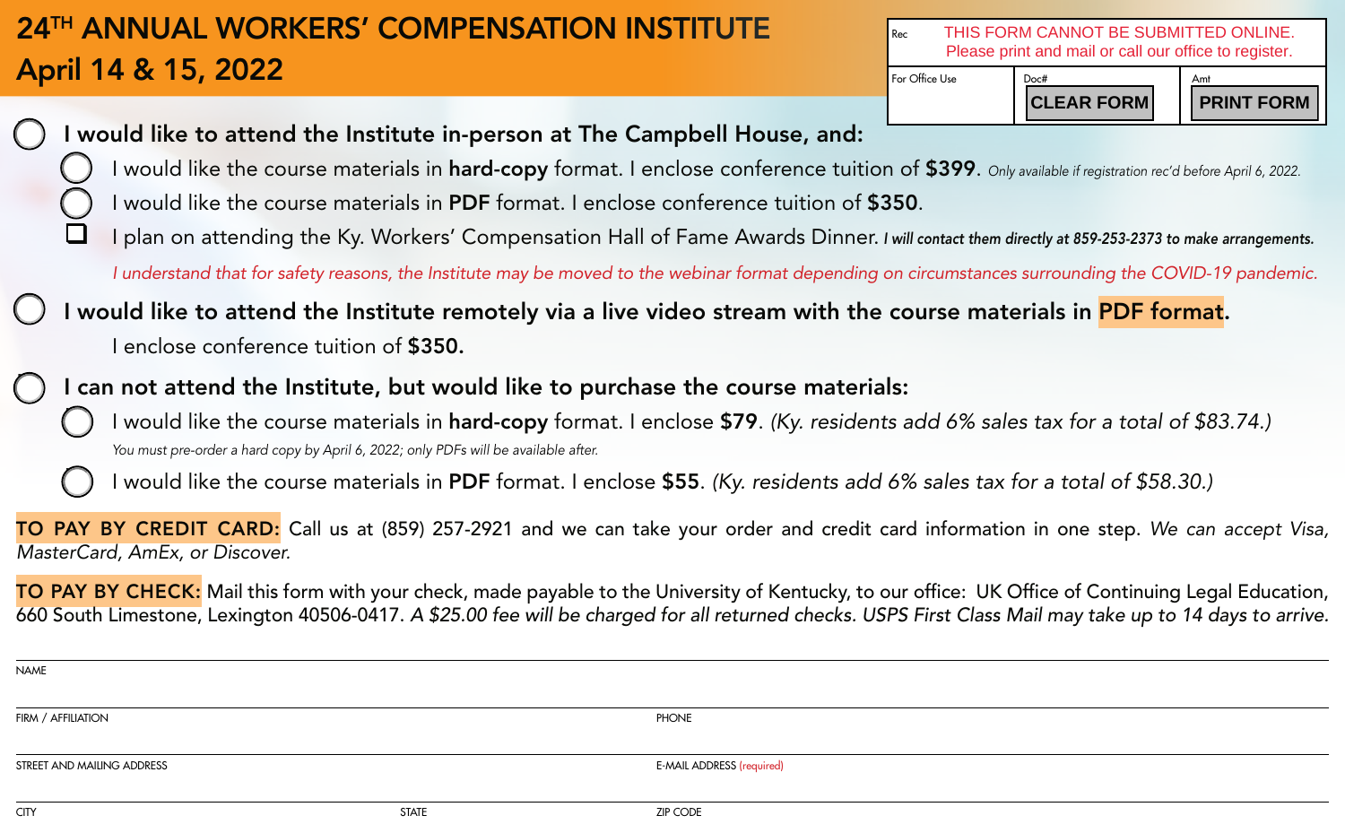# 24[TH] ANNUAL WORKERS' COMPENSATION INSTITUTE

## April 14 & 15, 2022

| Rec | THIS FORM CANNOT BE SUBMITTED ONLINE. Please print and mail or call our office to register. | |
|---|---|---|
| For Office Use | Doc# | Amt |

CLEAR FORM | PRINT FORM

- ◯ **I would like to attend the Institute in-person at The Campbell House, and:**
  - ◯ I would like the course materials in **hard-copy** format. I enclose conference tuition of **$399**. *Only available if registration rec'd before April 6, 2022.*
  - ◯ I would like the course materials in **PDF** format. I enclose conference tuition of **$350**.
  - ☐ I plan on attending the Ky. Workers' Compensation Hall of Fame Awards Dinner. ***I will contact them directly at 859-253-2373 to make arrangements.***

  *I understand that for safety reasons, the Institute may be moved to the webinar format depending on circumstances surrounding the COVID-19 pandemic.*

- ◯ **I would like to attend the Institute remotely via a live video stream with the course materials in PDF format.**

  I enclose conference tuition of **$350.**

- ◯ **I can not attend the Institute, but would like to purchase the course materials:**
  - ◯ I would like the course materials in **hard-copy** format. I enclose **$79**. *(Ky. residents add 6% sales tax for a total of $83.74.)*

    *You must pre-order a hard copy by April 6, 2022; only PDFs will be available after.*
  - ◯ I would like the course materials in **PDF** format. I enclose **$55**. *(Ky. residents add 6% sales tax for a total of $58.30.)*

**TO PAY BY CREDIT CARD:** Call us at (859) 257-2921 and we can take your order and credit card information in one step. *We can accept Visa, MasterCard, AmEx, or Discover.*

**TO PAY BY CHECK:** Mail this form with your check, made payable to the University of Kentucky, to our office: UK Office of Continuing Legal Education, 660 South Limestone, Lexington 40506-0417. *A $25.00 fee will be charged for all returned checks. USPS First Class Mail may take up to 14 days to arrive.*

NAME

FIRM / AFFILIATION | PHONE

STREET AND MAILING ADDRESS | E-MAIL ADDRESS (required)

CITY | STATE | ZIP CODE